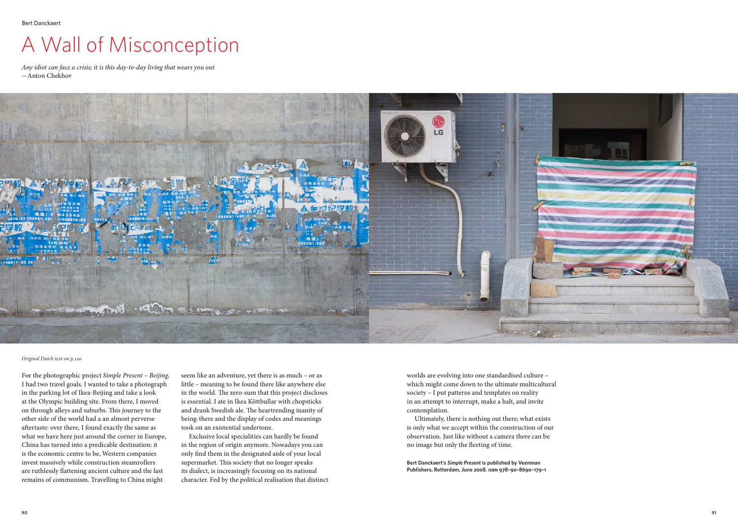Bert Danckaert

# A Wall of Misconception

*Any idiot can face a crisis; it is this day-to-day living that wears you out*
— Anton Chekhov

*Original Dutch text on p. 120*

For the photographic project *Simple Present – Beijing*, I had two travel goals. I wanted to take a photograph in the parking lot of Ikea-Beijing and take a look at the Olympic building site. From there, I moved on through alleys and suburbs. This journey to the other side of the world had a an almost perverse aftertaste: over there, I found exactly the same as what we have here just around the corner in Europe, China has turned into a predicable destination: it is the economic centre to be, Western companies invest massively while construction steamrollers are ruthlessly flattening ancient culture and the last remains of communism. Travelling to China might seem like an adventure, yet there is as much – or as little – meaning to be found there like anywhere else in the world. The zero-sum that this project discloses is essential. I ate in Ikea Köttbullar with chopsticks and drank Swedish ale. The heartrending inanity of being-there and the display of codes and meanings took on an existential undertone.

Exclusive local specialities can hardly be found in the region of origin anymore. Nowadays you can only find them in the designated aisle of your local supermarket. This society that no longer speaks its dialect, is increasingly focusing on its national character. Fed by the political realisation that distinct worlds are evolving into one standardised culture – which might come down to the ultimate multicultural society – I put patterns and templates on reality in an attempt to interrupt, make a halt, and invite contemplation.

Ultimately, there is nothing out there; what exists is only what we accept within the construction of our observation. Just like without a camera there can be no image but only the fleeting of time.

**Bert Danckaert's *Simple Present* is published by Veenman Publishers, Rotterdam, June 2008. ISBN 978–90–8690–179–1**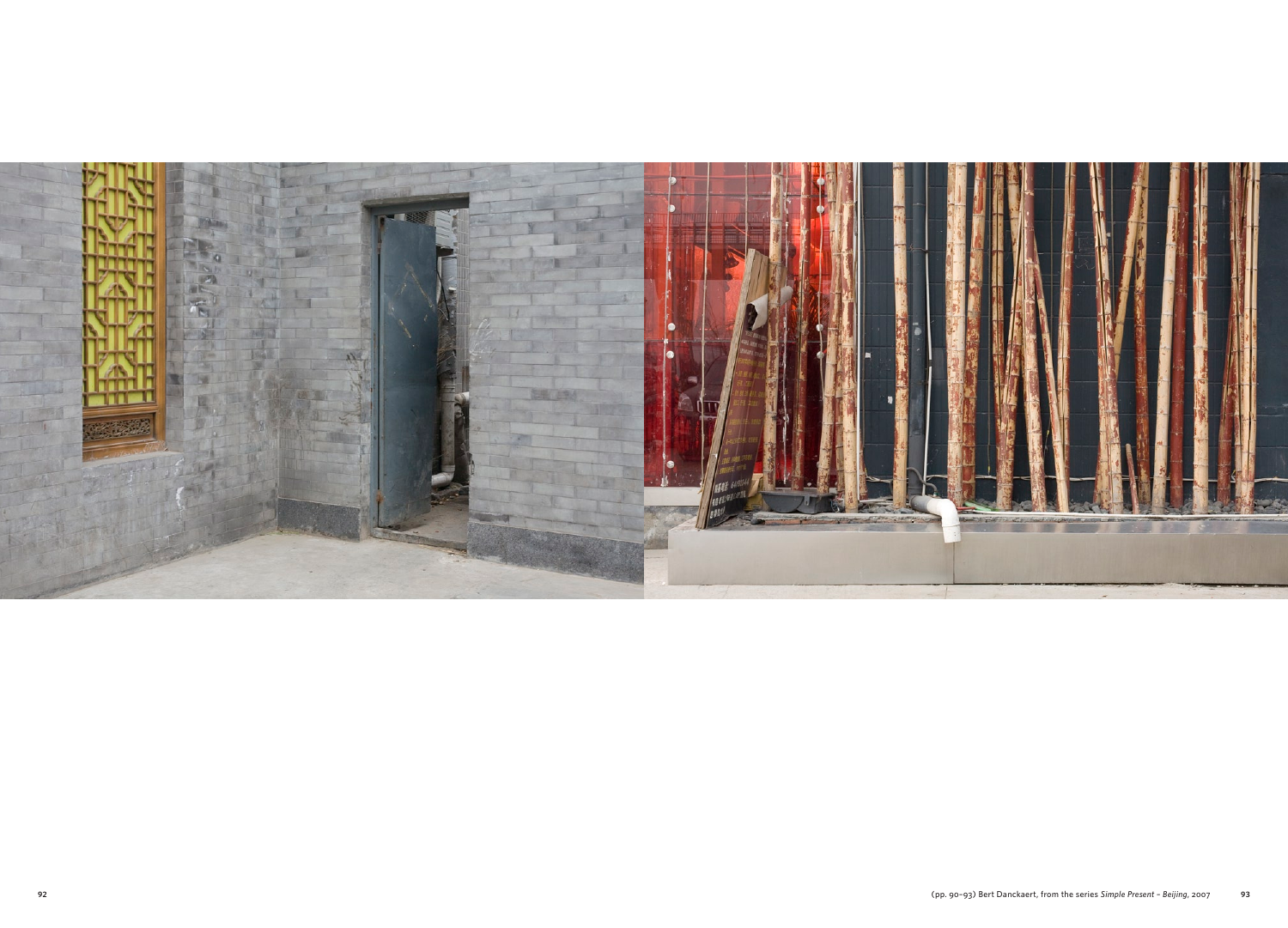(pp. 90–93) Bert Danckaert, from the series *Simple Present – Beijing*, 2007